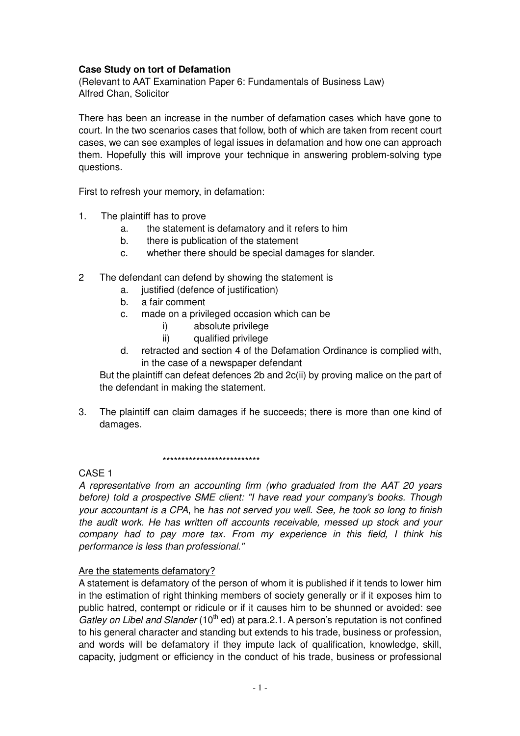**Case Study on tort of Defamation**

(Relevant to AAT Examination Paper 6: Fundamentals of Business Law)
Alfred Chan, Solicitor

There has been an increase in the number of defamation cases which have gone to court. In the two scenarios cases that follow, both of which are taken from recent court cases, we can see examples of legal issues in defamation and how one can approach them. Hopefully this will improve your technique in answering problem-solving type questions.

First to refresh your memory, in defamation:

1. The plaintiff has to prove
    a. the statement is defamatory and it refers to him
    b. there is publication of the statement
    c. whether there should be special damages for slander.

2. The defendant can defend by showing the statement is
    a. justified (defence of justification)
    b. a fair comment
    c. made on a privileged occasion which can be
        i) absolute privilege
        ii) qualified privilege
    d. retracted and section 4 of the Defamation Ordinance is complied with, in the case of a newspaper defendant

    But the plaintiff can defeat defences 2b and 2c(ii) by proving malice on the part of the defendant in making the statement.

3. The plaintiff can claim damages if he succeeds; there is more than one kind of damages.

**************************

CASE 1

*A representative from an accounting firm (who graduated from the AAT 20 years before) told a prospective SME client: "I have read your company's books. Though your accountant is a CPA*, he *has not served you well. See, he took so long to finish the audit work. He has written off accounts receivable, messed up stock and your company had to pay more tax. From my experience in this field, I think his performance is less than professional."*

Are the statements defamatory?

A statement is defamatory of the person of whom it is published if it tends to lower him in the estimation of right thinking members of society generally or if it exposes him to public hatred, contempt or ridicule or if it causes him to be shunned or avoided: see *Gatley on Libel and Slander* (10th ed) at para.2.1. A person's reputation is not confined to his general character and standing but extends to his trade, business or profession, and words will be defamatory if they impute lack of qualification, knowledge, skill, capacity, judgment or efficiency in the conduct of his trade, business or professional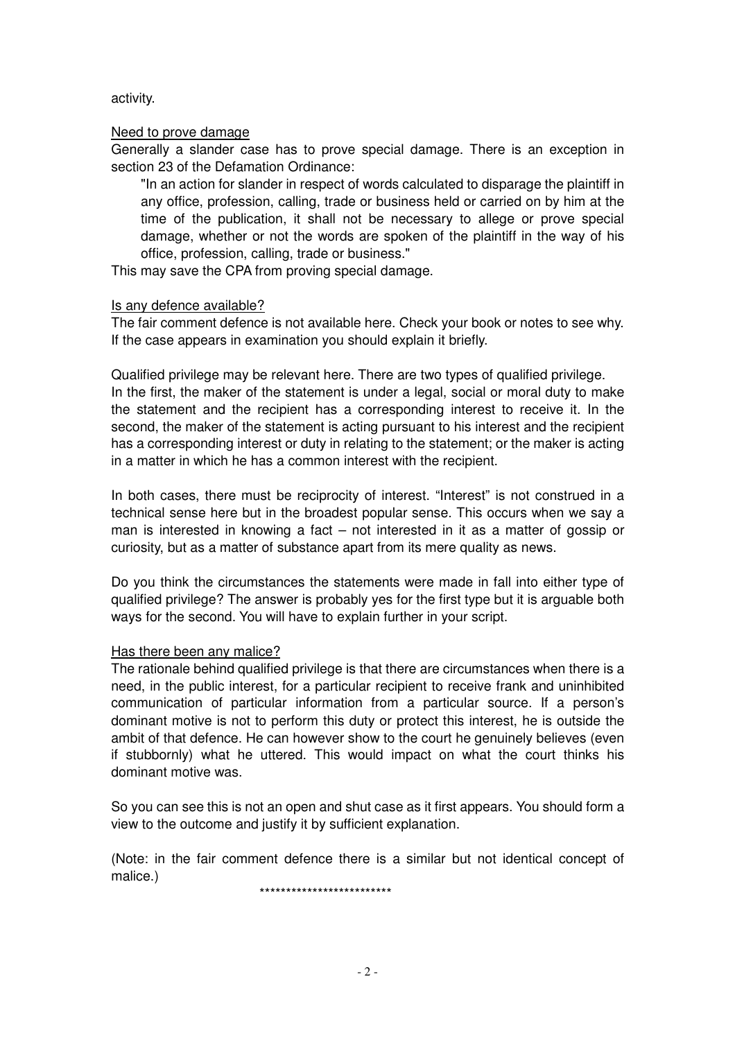activity.

<u>Need to prove damage</u>

Generally a slander case has to prove special damage. There is an exception in section 23 of the Defamation Ordinance:

> "In an action for slander in respect of words calculated to disparage the plaintiff in any office, profession, calling, trade or business held or carried on by him at the time of the publication, it shall not be necessary to allege or prove special damage, whether or not the words are spoken of the plaintiff in the way of his office, profession, calling, trade or business."

This may save the CPA from proving special damage.

<u>Is any defence available?</u>

The fair comment defence is not available here. Check your book or notes to see why. If the case appears in examination you should explain it briefly.

Qualified privilege may be relevant here. There are two types of qualified privilege. In the first, the maker of the statement is under a legal, social or moral duty to make the statement and the recipient has a corresponding interest to receive it. In the second, the maker of the statement is acting pursuant to his interest and the recipient has a corresponding interest or duty in relating to the statement; or the maker is acting in a matter in which he has a common interest with the recipient.

In both cases, there must be reciprocity of interest. "Interest" is not construed in a technical sense here but in the broadest popular sense. This occurs when we say a man is interested in knowing a fact – not interested in it as a matter of gossip or curiosity, but as a matter of substance apart from its mere quality as news.

Do you think the circumstances the statements were made in fall into either type of qualified privilege? The answer is probably yes for the first type but it is arguable both ways for the second. You will have to explain further in your script.

<u>Has there been any malice?</u>

The rationale behind qualified privilege is that there are circumstances when there is a need, in the public interest, for a particular recipient to receive frank and uninhibited communication of particular information from a particular source. If a person's dominant motive is not to perform this duty or protect this interest, he is outside the ambit of that defence. He can however show to the court he genuinely believes (even if stubbornly) what he uttered. This would impact on what the court thinks his dominant motive was.

So you can see this is not an open and shut case as it first appears. You should form a view to the outcome and justify it by sufficient explanation.

(Note: in the fair comment defence there is a similar but not identical concept of malice.)

*************************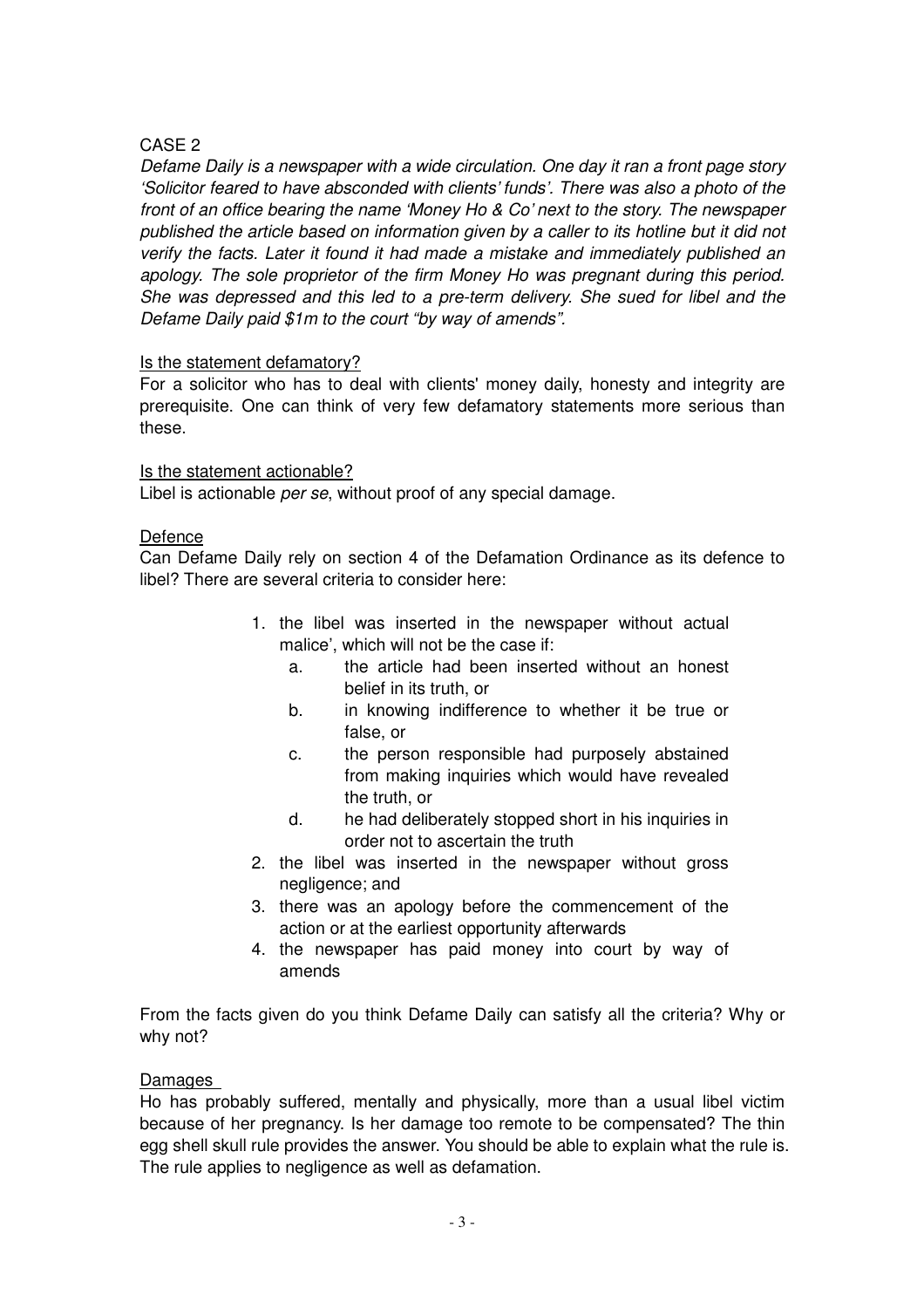CASE 2

*Defame Daily is a newspaper with a wide circulation. One day it ran a front page story 'Solicitor feared to have absconded with clients' funds'. There was also a photo of the front of an office bearing the name 'Money Ho & Co' next to the story. The newspaper published the article based on information given by a caller to its hotline but it did not verify the facts. Later it found it had made a mistake and immediately published an apology. The sole proprietor of the firm Money Ho was pregnant during this period. She was depressed and this led to a pre-term delivery. She sued for libel and the Defame Daily paid $1m to the court "by way of amends".*

<u>Is the statement defamatory?</u>

For a solicitor who has to deal with clients' money daily, honesty and integrity are prerequisite. One can think of very few defamatory statements more serious than these.

<u>Is the statement actionable?</u>

Libel is actionable *per se*, without proof of any special damage.

<u>Defence</u>

Can Defame Daily rely on section 4 of the Defamation Ordinance as its defence to libel? There are several criteria to consider here:

1. the libel was inserted in the newspaper without actual malice', which will not be the case if:
   a. the article had been inserted without an honest belief in its truth, or
   b. in knowing indifference to whether it be true or false, or
   c. the person responsible had purposely abstained from making inquiries which would have revealed the truth, or
   d. he had deliberately stopped short in his inquiries in order not to ascertain the truth
2. the libel was inserted in the newspaper without gross negligence; and
3. there was an apology before the commencement of the action or at the earliest opportunity afterwards
4. the newspaper has paid money into court by way of amends

From the facts given do you think Defame Daily can satisfy all the criteria? Why or why not?

<u>Damages</u>

Ho has probably suffered, mentally and physically, more than a usual libel victim because of her pregnancy. Is her damage too remote to be compensated? The thin egg shell skull rule provides the answer. You should be able to explain what the rule is. The rule applies to negligence as well as defamation.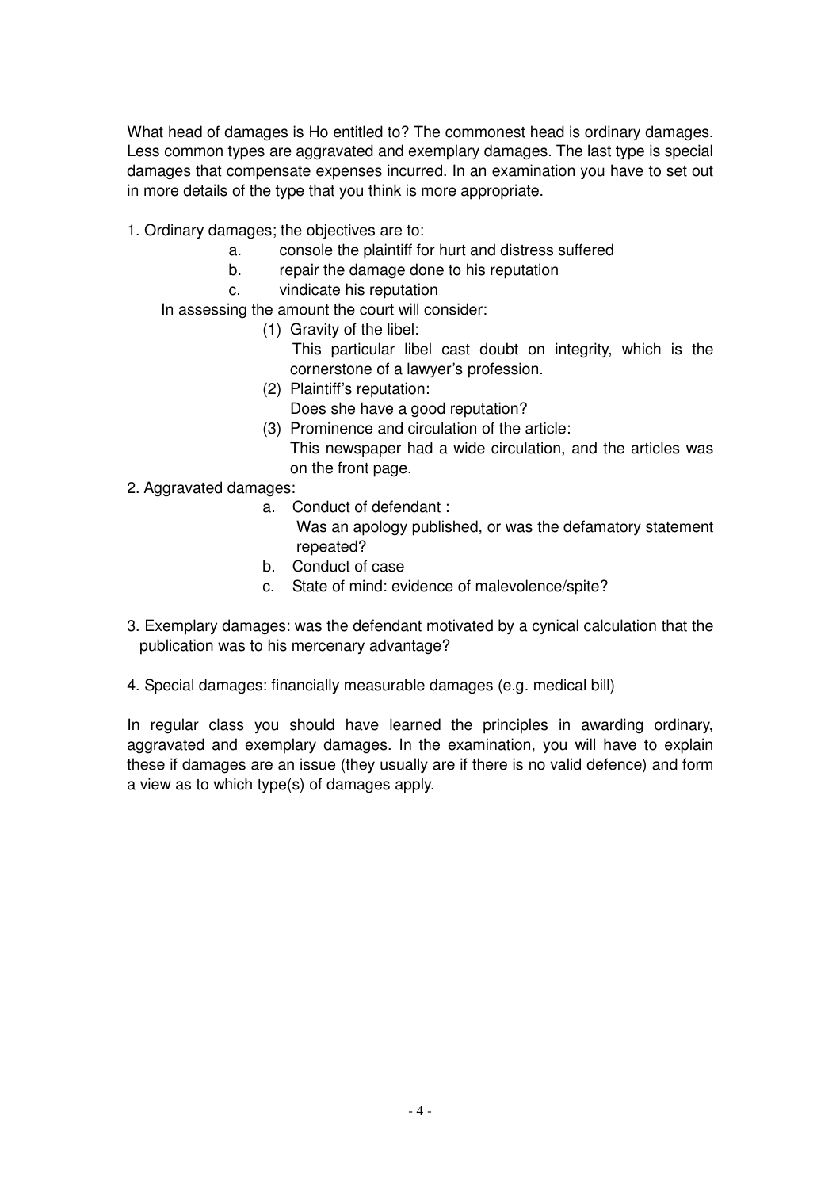What head of damages is Ho entitled to? The commonest head is ordinary damages. Less common types are aggravated and exemplary damages. The last type is special damages that compensate expenses incurred. In an examination you have to set out in more details of the type that you think is more appropriate.

1. Ordinary damages; the objectives are to:
   a. console the plaintiff for hurt and distress suffered
   b. repair the damage done to his reputation
   c. vindicate his reputation

   In assessing the amount the court will consider:

   (1) Gravity of the libel:
       This particular libel cast doubt on integrity, which is the cornerstone of a lawyer's profession.
   (2) Plaintiff's reputation:
       Does she have a good reputation?
   (3) Prominence and circulation of the article:
       This newspaper had a wide circulation, and the articles was on the front page.

2. Aggravated damages:
   a. Conduct of defendant :
      Was an apology published, or was the defamatory statement repeated?
   b. Conduct of case
   c. State of mind: evidence of malevolence/spite?

3. Exemplary damages: was the defendant motivated by a cynical calculation that the publication was to his mercenary advantage?

4. Special damages: financially measurable damages (e.g. medical bill)

In regular class you should have learned the principles in awarding ordinary, aggravated and exemplary damages. In the examination, you will have to explain these if damages are an issue (they usually are if there is no valid defence) and form a view as to which type(s) of damages apply.